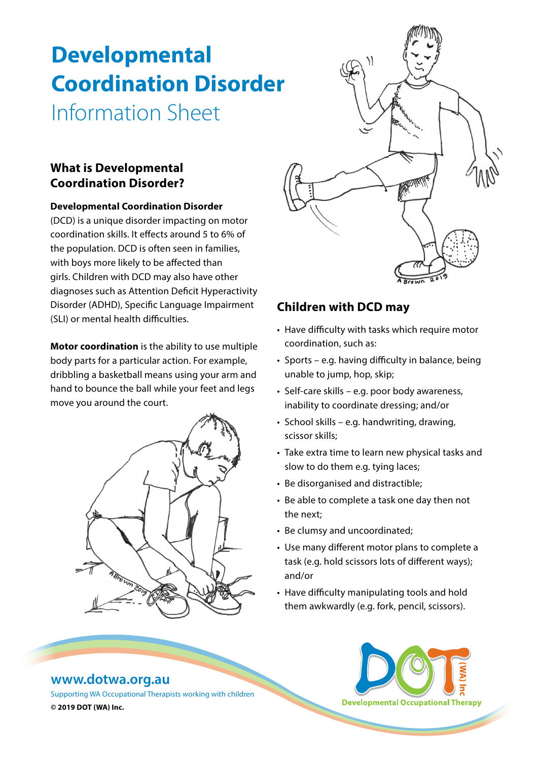# Developmental Coordination Disorder

## Information Sheet

### What is Developmental Coordination Disorder?

**Developmental Coordination Disorder** (DCD) is a unique disorder impacting on motor coordination skills. It effects around 5 to 6% of the population. DCD is often seen in families, with boys more likely to be affected than girls. Children with DCD may also have other diagnoses such as Attention Deficit Hyperactivity Disorder (ADHD), Specific Language Impairment (SLI) or mental health difficulties.

**Motor coordination** is the ability to use multiple body parts for a particular action. For example, dribbling a basketball means using your arm and hand to bounce the ball while your feet and legs move you around the court.

### Children with DCD may

- Have difficulty with tasks which require motor coordination, such as:
- Sports – e.g. having difficulty in balance, being unable to jump, hop, skip;
- Self-care skills – e.g. poor body awareness, inability to coordinate dressing; and/or
- School skills – e.g. handwriting, drawing, scissor skills;
- Take extra time to learn new physical tasks and slow to do them e.g. tying laces;
- Be disorganised and distractible;
- Be able to complete a task one day then not the next;
- Be clumsy and uncoordinated;
- Use many different motor plans to complete a task (e.g. hold scissors lots of different ways); and/or
- Have difficulty manipulating tools and hold them awkwardly (e.g. fork, pencil, scissors).

**www.dotwa.org.au**

Supporting WA Occupational Therapists working with children

**© 2019 DOT (WA) Inc.**

Developmental Occupational Therapy (WA) Inc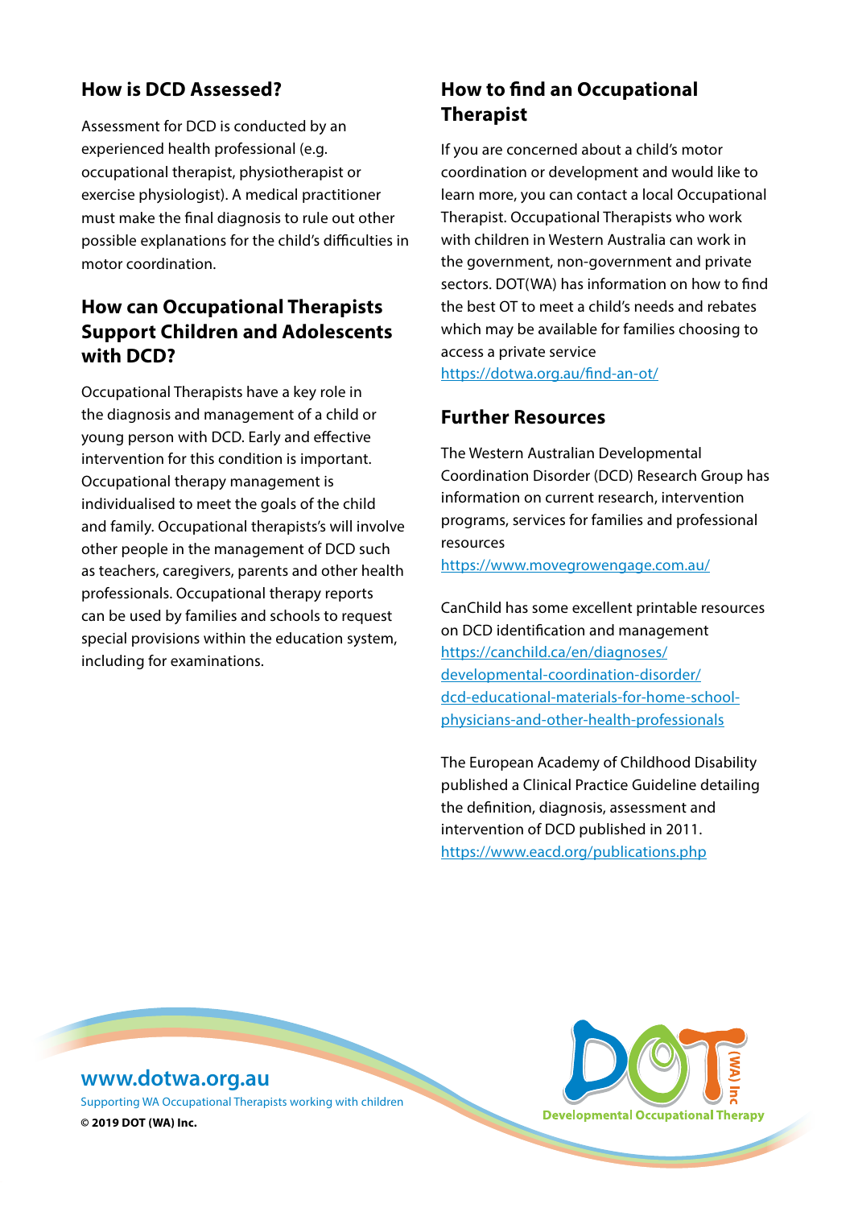## How is DCD Assessed?

Assessment for DCD is conducted by an experienced health professional (e.g. occupational therapist, physiotherapist or exercise physiologist). A medical practitioner must make the final diagnosis to rule out other possible explanations for the child's difficulties in motor coordination.

## How can Occupational Therapists Support Children and Adolescents with DCD?

Occupational Therapists have a key role in the diagnosis and management of a child or young person with DCD. Early and effective intervention for this condition is important. Occupational therapy management is individualised to meet the goals of the child and family. Occupational therapists's will involve other people in the management of DCD such as teachers, caregivers, parents and other health professionals. Occupational therapy reports can be used by families and schools to request special provisions within the education system, including for examinations.

## How to find an Occupational Therapist

If you are concerned about a child's motor coordination or development and would like to learn more, you can contact a local Occupational Therapist. Occupational Therapists who work with children in Western Australia can work in the government, non-government and private sectors. DOT(WA) has information on how to find the best OT to meet a child's needs and rebates which may be available for families choosing to access a private service https://dotwa.org.au/find-an-ot/

## Further Resources

The Western Australian Developmental Coordination Disorder (DCD) Research Group has information on current research, intervention programs, services for families and professional resources https://www.movegrowengage.com.au/

CanChild has some excellent printable resources on DCD identification and management https://canchild.ca/en/diagnoses/developmental-coordination-disorder/dcd-educational-materials-for-home-school-physicians-and-other-health-professionals

The European Academy of Childhood Disability published a Clinical Practice Guideline detailing the definition, diagnosis, assessment and intervention of DCD published in 2011. https://www.eacd.org/publications.php

**www.dotwa.org.au**

Supporting WA Occupational Therapists working with children

**© 2019 DOT (WA) Inc.**

DOT (WA) Inc
Developmental Occupational Therapy